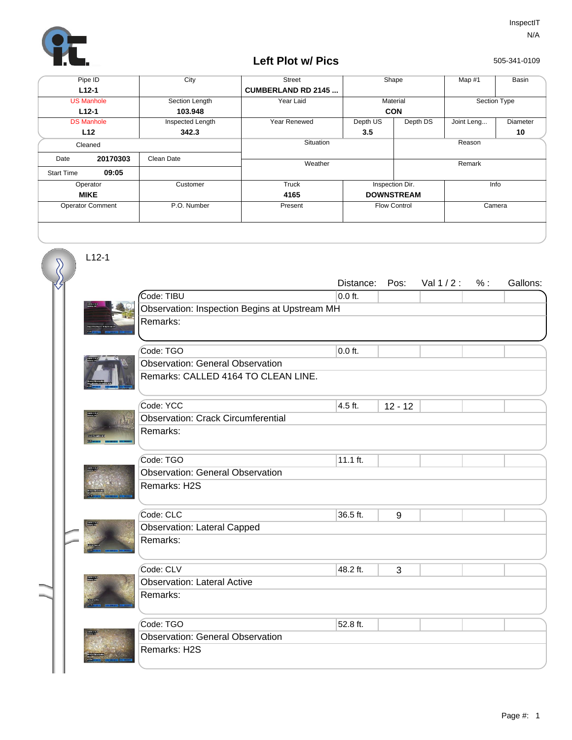InspectIT

N/A

505-341-0109

# Left Plot w/ Pics

| Pipe ID | City | Street | Shape | | Map #1 | Basin |
|---|---|---|---|---|---|---|
| L12-1 | | CUMBERLAND RD 2145 ... | | | | |
| US Manhole | Section Length | Year Laid | Material | | Section Type | |
| L12-1 | 103.948 | | CON | | | |
| DS Manhole | Inspected Length | Year Renewed | Depth US | Depth DS | Joint Leng... | Diameter |
| L12 | 342.3 | | 3.5 | | | 10 |

| Cleaned | | Situation | Reason |
|---|---|---|---|
| Date 20170303 | Clean Date | Weather | Remark |
| Start Time 09:05 | | | |

| Operator | Customer | Truck | Inspection Dir. | Info |
|---|---|---|---|---|
| MIKE | | 4165 | DOWNSTREAM | |
| Operator Comment | P.O. Number | Present | Flow Control | Camera |

## L12-1

| | Distance: | Pos: | Val 1 / 2 : | % : | Gallons: |
|---|---|---|---|---|---|
| Code: TIBU | 0.0 ft. | | | | |
| Observation: Inspection Begins at Upstream MH | | | | | |
| Remarks: | | | | | |
| Code: TGO | 0.0 ft. | | | | |
| Observation: General Observation | | | | | |
| Remarks: CALLED 4164 TO CLEAN LINE. | | | | | |
| Code: YCC | 4.5 ft. | 12 - 12 | | | |
| Observation: Crack Circumferential | | | | | |
| Remarks: | | | | | |
| Code: TGO | 11.1 ft. | | | | |
| Observation: General Observation | | | | | |
| Remarks: H2S | | | | | |
| Code: CLC | 36.5 ft. | 9 | | | |
| Observation: Lateral Capped | | | | | |
| Remarks: | | | | | |
| Code: CLV | 48.2 ft. | 3 | | | |
| Observation: Lateral Active | | | | | |
| Remarks: | | | | | |
| Code: TGO | 52.8 ft. | | | | |
| Observation: General Observation | | | | | |
| Remarks: H2S | | | | | |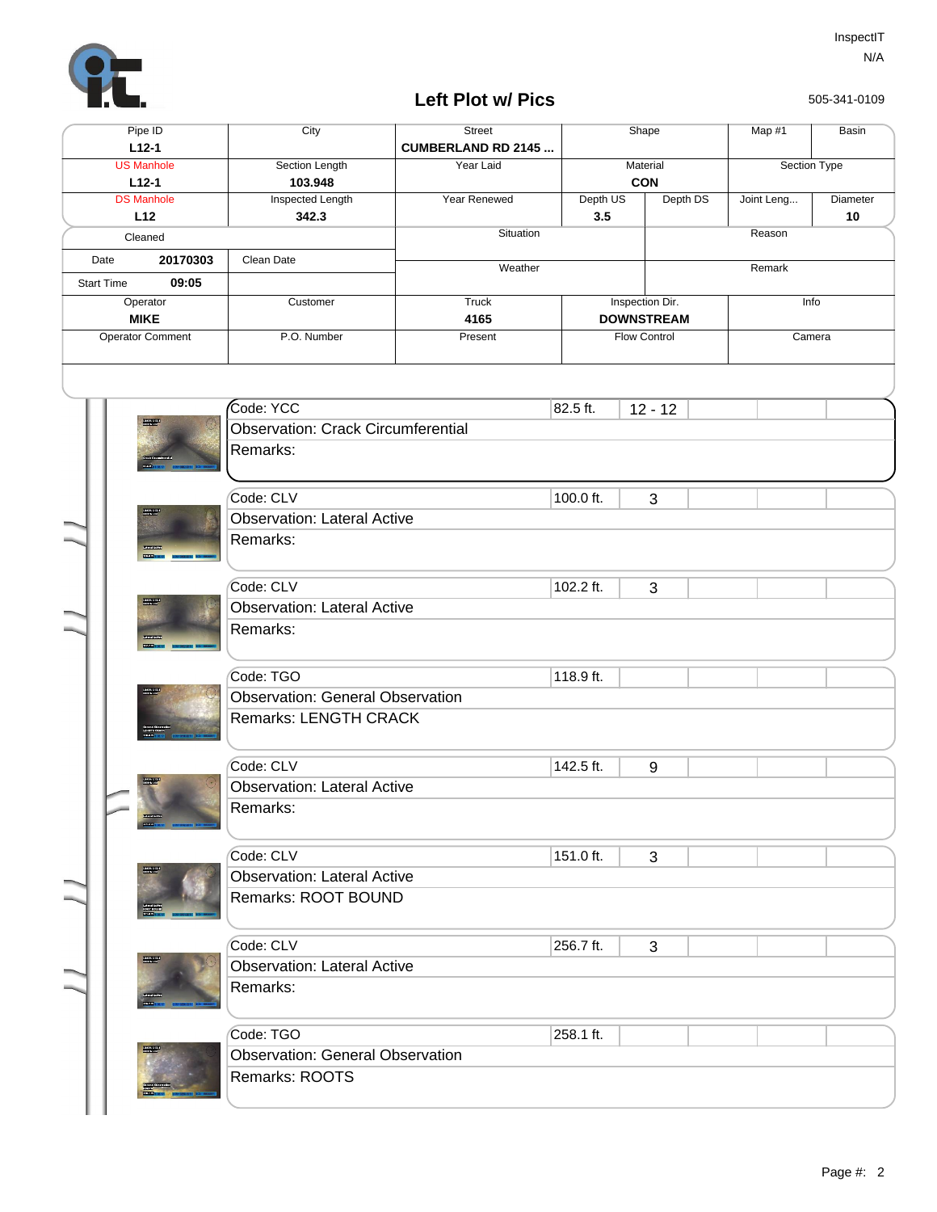InspectIT
N/A

## Left Plot w/ Pics

505-341-0109

| Pipe ID | City | Street | Shape | | Map #1 | Basin |
|---|---|---|---|---|---|---|
| L12-1 | | CUMBERLAND RD 2145 ... | | | | |
| US Manhole | Section Length | Year Laid | Material | | Section Type | |
| L12-1 | 103.948 | | CON | | | |
| DS Manhole | Inspected Length | Year Renewed | Depth US | Depth DS | Joint Leng... | Diameter |
| L12 | 342.3 | | 3.5 | | | 10 |
| Cleaned | | Situation | | Reason | | |
| Date 20170303 | Clean Date | Weather | | Remark | | |
| Start Time 09:05 | | | | | | |
| Operator | Customer | Truck | Inspection Dir. | | Info | |
| MIKE | | 4165 | DOWNSTREAM | | | |
| Operator Comment | P.O. Number | Present | Flow Control | | Camera | |

| Code | Distance | Clock | Observation | Remarks |
|---|---|---|---|---|
| YCC | 82.5 ft. | 12 - 12 | Crack Circumferential | |
| CLV | 100.0 ft. | 3 | Lateral Active | |
| CLV | 102.2 ft. | 3 | Lateral Active | |
| TGO | 118.9 ft. | | General Observation | LENGTH CRACK |
| CLV | 142.5 ft. | 9 | Lateral Active | |
| CLV | 151.0 ft. | 3 | Lateral Active | ROOT BOUND |
| CLV | 256.7 ft. | 3 | Lateral Active | |
| TGO | 258.1 ft. | | General Observation | ROOTS |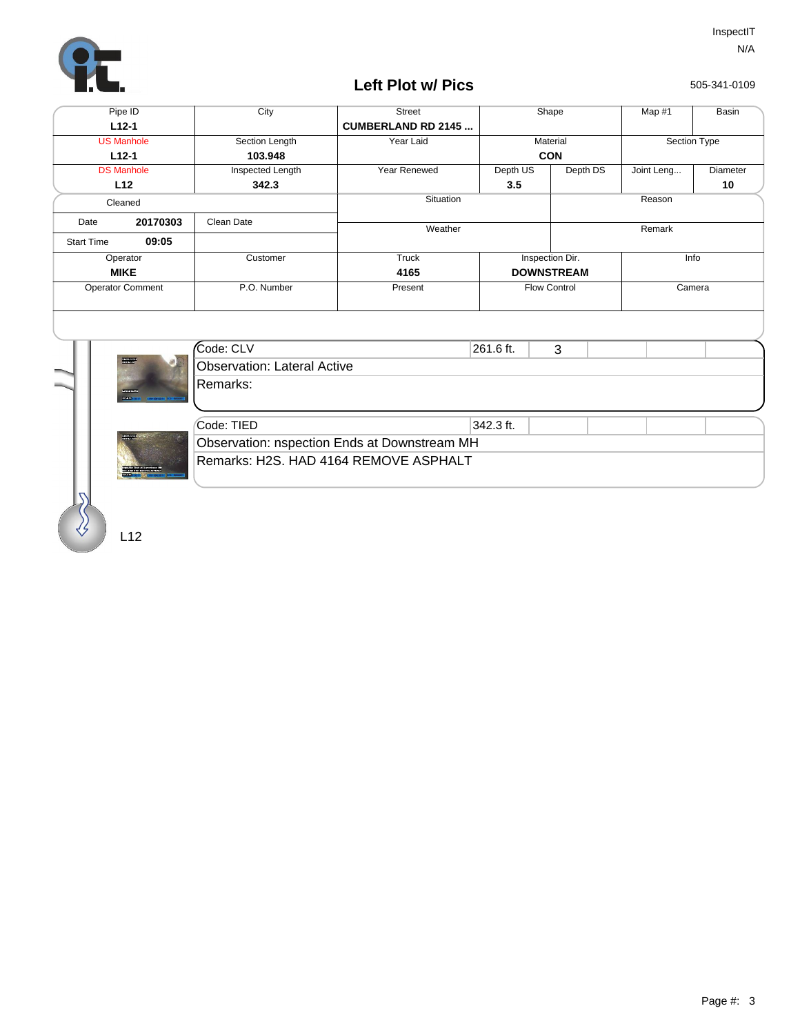InspectIT
N/A

## Left Plot w/ Pics

505-341-0109

| Pipe ID | City | Street | Shape | | Map #1 | Basin |
|---|---|---|---|---|---|---|
| L12-1 | | CUMBERLAND RD 2145 ... | | | | |
| US Manhole | Section Length | Year Laid | Material | | Section Type | |
| L12-1 | 103.948 | | CON | | | |
| DS Manhole | Inspected Length | Year Renewed | Depth US | Depth DS | Joint Leng... | Diameter |
| L12 | 342.3 | | 3.5 | | | 10 |

| Cleaned | | Situation | Reason |
|---|---|---|---|
| Date 20170303 | Clean Date | Weather | Remark |
| Start Time 09:05 | | | |

| Operator | Customer | Truck | Inspection Dir. | Info |
|---|---|---|---|---|
| MIKE | | 4165 | DOWNSTREAM | |
| Operator Comment | P.O. Number | Present | Flow Control | Camera |

| Code: CLV | 261.6 ft. | 3 |
|---|---|---|
| Observation: Lateral Active | | |
| Remarks: | | |

| Code: TIED | 342.3 ft. |
|---|---|
| Observation: nspection Ends at Downstream MH | |
| Remarks: H2S. HAD 4164 REMOVE ASPHALT | |

L12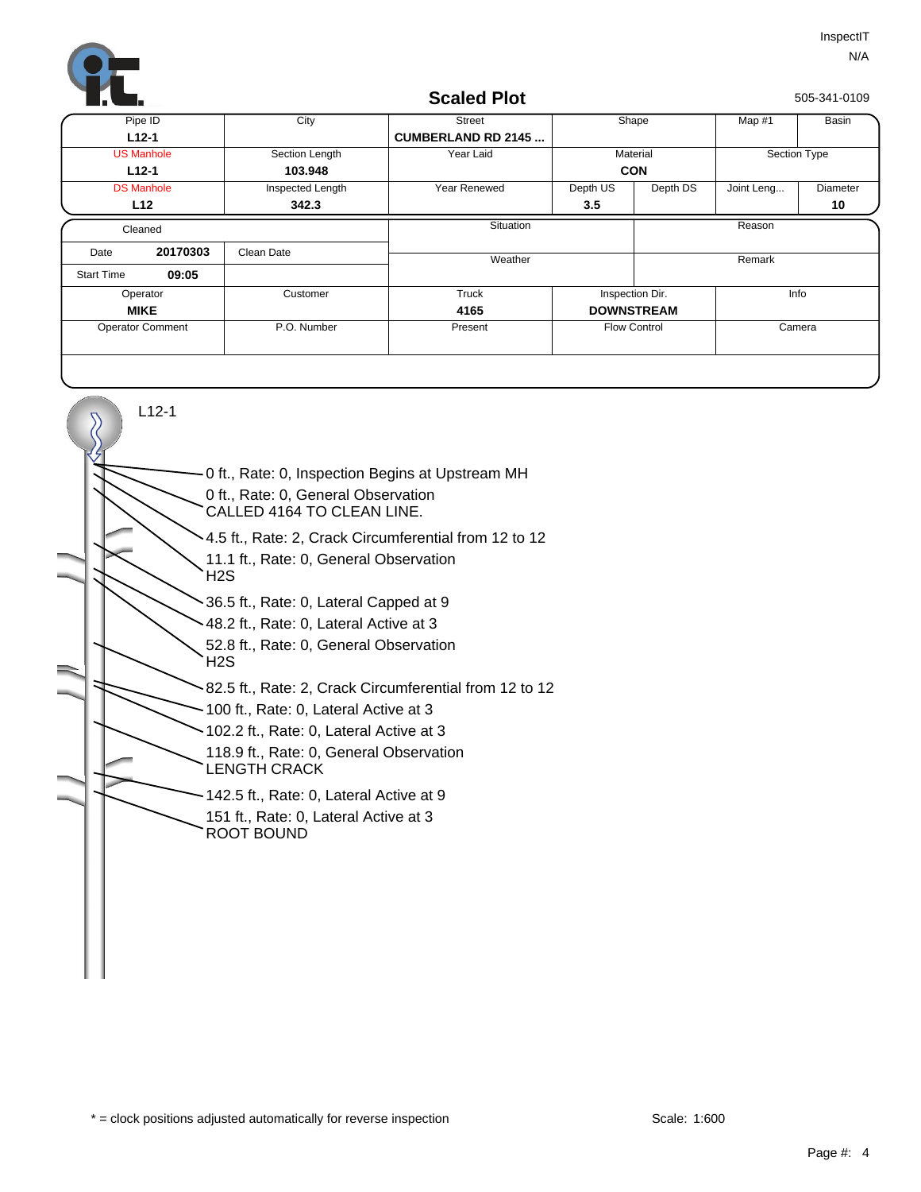InspectIT

N/A

# Scaled Plot

505-341-0109

| Pipe ID | City | Street | Shape | | Map #1 | Basin |
|---|---|---|---|---|---|---|
| **L12-1** | | **CUMBERLAND RD 2145 ...** | | | | |
| US Manhole | Section Length | Year Laid | Material | | Section Type | |
| **L12-1** | **103.948** | | **CON** | | | |
| DS Manhole | Inspected Length | Year Renewed | Depth US | Depth DS | Joint Leng... | Diameter |
| **L12** | **342.3** | | **3.5** | | | **10** |

| Cleaned | | Situation | Reason |
|---|---|---|---|
| Date **20170303** | Clean Date | Weather | Remark |
| Start Time **09:05** | | | |
| Operator **MIKE** | Customer | Truck **4165** | Inspection Dir. **DOWNSTREAM** | Info |
| Operator Comment | P.O. Number | Present | Flow Control | Camera |

L12-1

- 0 ft., Rate: 0, Inspection Begins at Upstream MH
- 0 ft., Rate: 0, General Observation CALLED 4164 TO CLEAN LINE.
- 4.5 ft., Rate: 2, Crack Circumferential from 12 to 12
- 11.1 ft., Rate: 0, General Observation H2S
- 36.5 ft., Rate: 0, Lateral Capped at 9
- 48.2 ft., Rate: 0, Lateral Active at 3
- 52.8 ft., Rate: 0, General Observation H2S
- 82.5 ft., Rate: 2, Crack Circumferential from 12 to 12
- 100 ft., Rate: 0, Lateral Active at 3
- 102.2 ft., Rate: 0, Lateral Active at 3
- 118.9 ft., Rate: 0, General Observation LENGTH CRACK
- 142.5 ft., Rate: 0, Lateral Active at 9
- 151 ft., Rate: 0, Lateral Active at 3 ROOT BOUND

* = clock positions adjusted automatically for reverse inspection

Scale: 1:600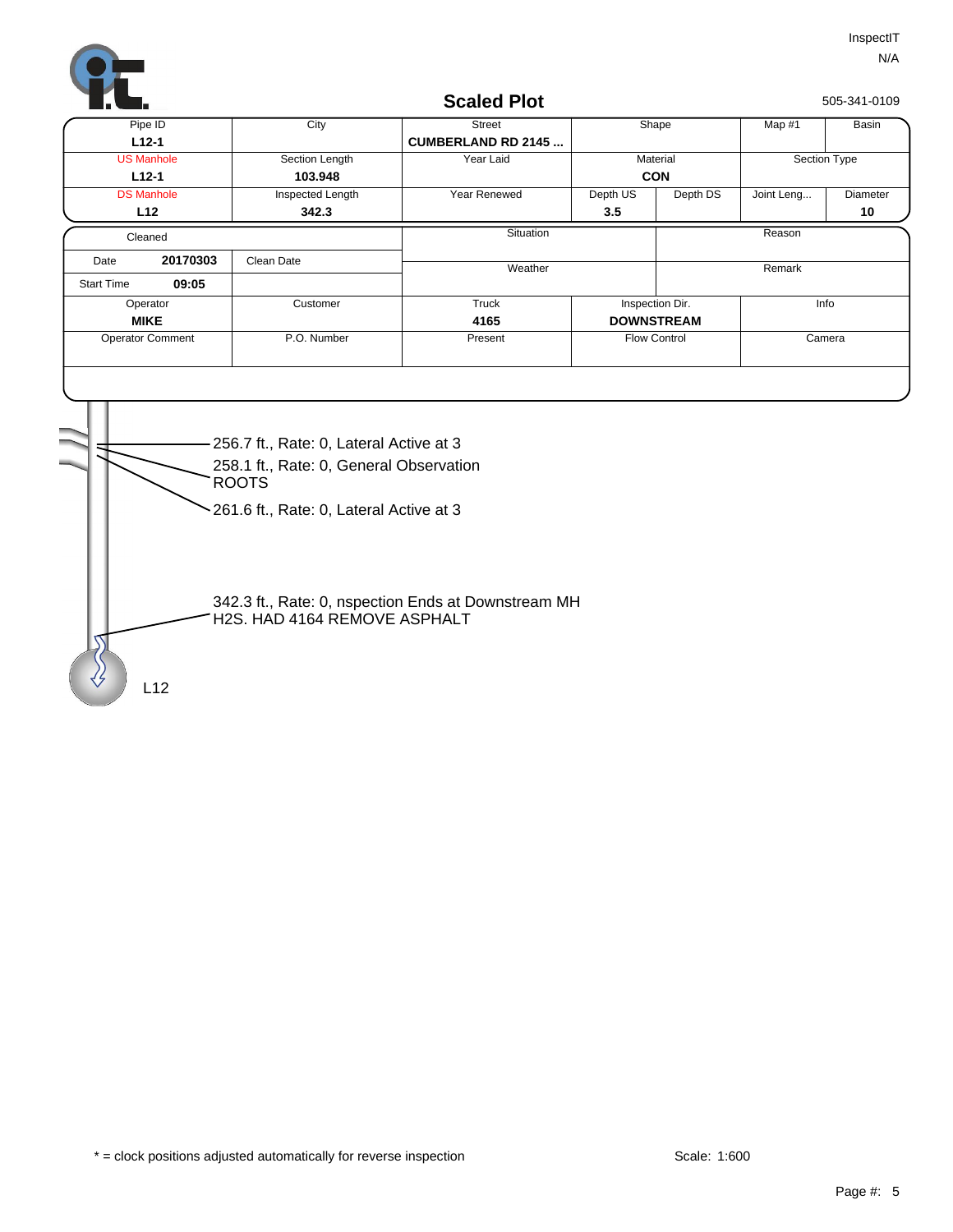InspectIT
N/A

# Scaled Plot

505-341-0109

| Pipe ID | City | Street | Shape | | Map #1 | Basin |
|---|---|---|---|---|---|---|
| **L12-1** | | **CUMBERLAND RD 2145 ...** | | | | |
| US Manhole | Section Length | Year Laid | Material | | Section Type | |
| **L12-1** | **103.948** | | **CON** | | | |
| DS Manhole | Inspected Length | Year Renewed | Depth US | Depth DS | Joint Leng... | Diameter |
| **L12** | **342.3** | | **3.5** | | | **10** |

| Cleaned | | Situation | | Reason | |
|---|---|---|---|---|---|
| Date **20170303** | Clean Date | Weather | | Remark | |
| Start Time **09:05** | | | | | |
| Operator | Customer | Truck | Inspection Dir. | Info | |
| **MIKE** | | **4165** | **DOWNSTREAM** | | |
| Operator Comment | P.O. Number | Present | Flow Control | Camera | |

256.7 ft., Rate: 0, Lateral Active at 3

258.1 ft., Rate: 0, General Observation
ROOTS

261.6 ft., Rate: 0, Lateral Active at 3

342.3 ft., Rate: 0, nspection Ends at Downstream MH
H2S. HAD 4164 REMOVE ASPHALT

L12

* = clock positions adjusted automatically for reverse inspection

Scale: 1:600